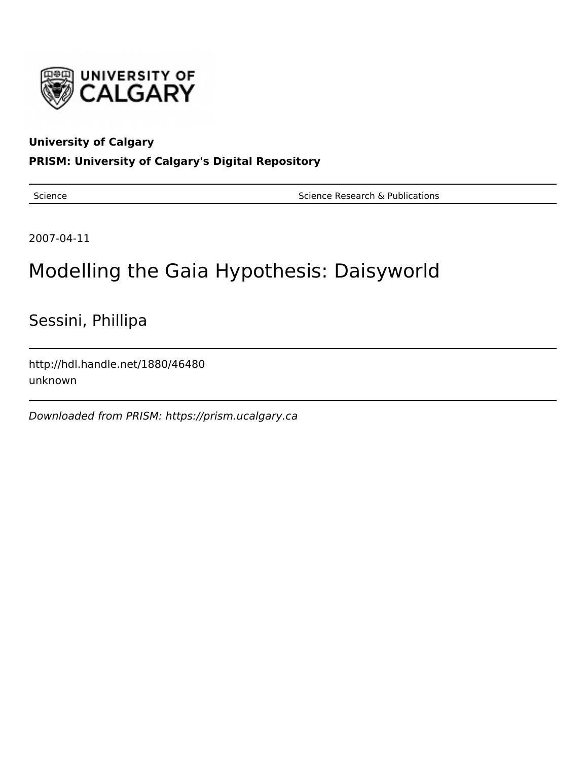UNIVERSITY OF CALGARY

**University of Calgary**

**PRISM: University of Calgary's Digital Repository**

| Science | Science Research & Publications |
|---|---|

2007-04-11

# Modelling the Gaia Hypothesis: Daisyworld

Sessini, Phillipa

http://hdl.handle.net/1880/46480

unknown

*Downloaded from PRISM: https://prism.ucalgary.ca*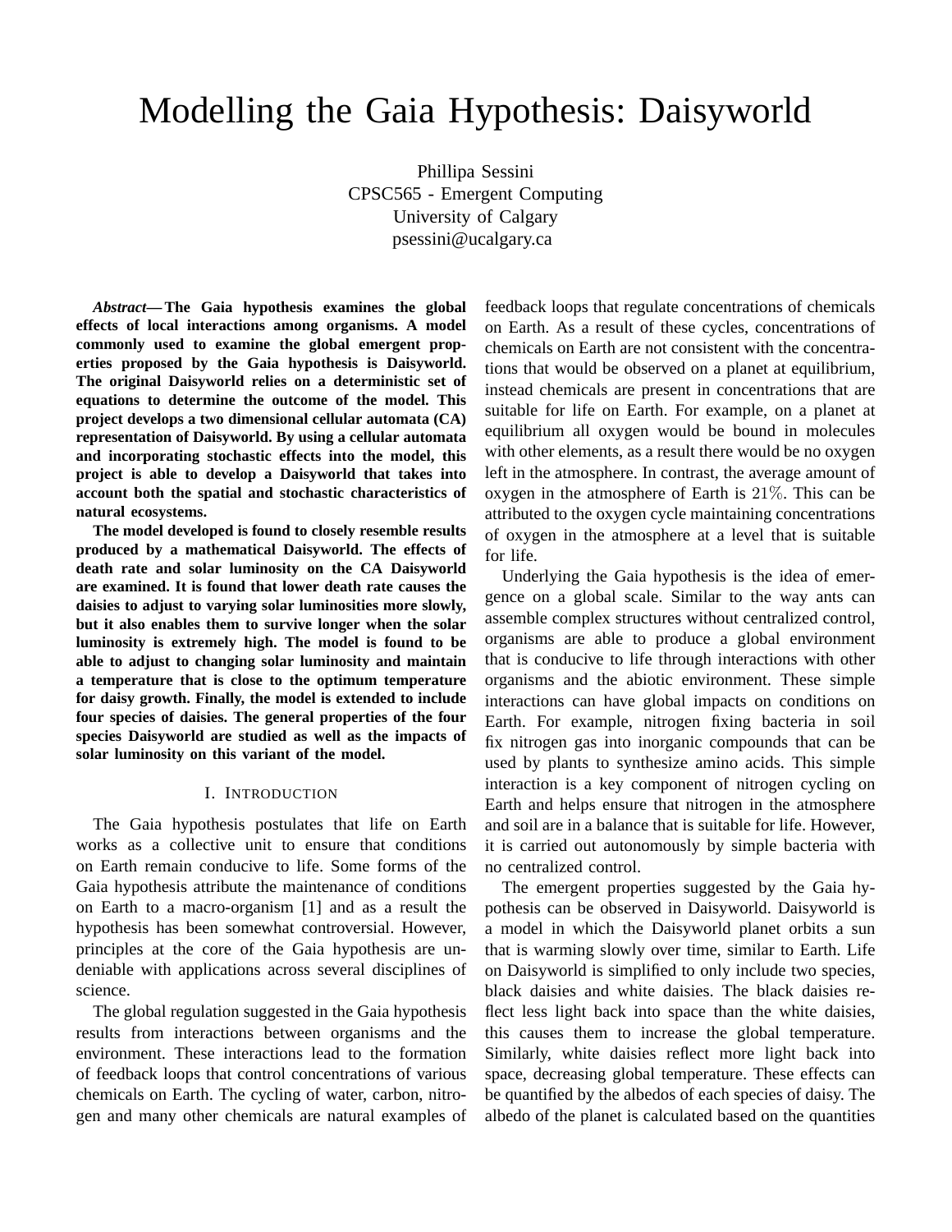# Modelling the Gaia Hypothesis: Daisyworld

Phillipa Sessini
CPSC565 - Emergent Computing
University of Calgary
psessini@ucalgary.ca

***Abstract*— The Gaia hypothesis examines the global effects of local interactions among organisms. A model commonly used to examine the global emergent properties proposed by the Gaia hypothesis is Daisyworld. The original Daisyworld relies on a deterministic set of equations to determine the outcome of the model. This project develops a two dimensional cellular automata (CA) representation of Daisyworld. By using a cellular automata and incorporating stochastic effects into the model, this project is able to develop a Daisyworld that takes into account both the spatial and stochastic characteristics of natural ecosystems.**

**The model developed is found to closely resemble results produced by a mathematical Daisyworld. The effects of death rate and solar luminosity on the CA Daisyworld are examined. It is found that lower death rate causes the daisies to adjust to varying solar luminosities more slowly, but it also enables them to survive longer when the solar luminosity is extremely high. The model is found to be able to adjust to changing solar luminosity and maintain a temperature that is close to the optimum temperature for daisy growth. Finally, the model is extended to include four species of daisies. The general properties of the four species Daisyworld are studied as well as the impacts of solar luminosity on this variant of the model.**

## I. Introduction

The Gaia hypothesis postulates that life on Earth works as a collective unit to ensure that conditions on Earth remain conducive to life. Some forms of the Gaia hypothesis attribute the maintenance of conditions on Earth to a macro-organism [1] and as a result the hypothesis has been somewhat controversial. However, principles at the core of the Gaia hypothesis are undeniable with applications across several disciplines of science.

The global regulation suggested in the Gaia hypothesis results from interactions between organisms and the environment. These interactions lead to the formation of feedback loops that control concentrations of various chemicals on Earth. The cycling of water, carbon, nitrogen and many other chemicals are natural examples of feedback loops that regulate concentrations of chemicals on Earth. As a result of these cycles, concentrations of chemicals on Earth are not consistent with the concentrations that would be observed on a planet at equilibrium, instead chemicals are present in concentrations that are suitable for life on Earth. For example, on a planet at equilibrium all oxygen would be bound in molecules with other elements, as a result there would be no oxygen left in the atmosphere. In contrast, the average amount of oxygen in the atmosphere of Earth is $21\%$. This can be attributed to the oxygen cycle maintaining concentrations of oxygen in the atmosphere at a level that is suitable for life.

Underlying the Gaia hypothesis is the idea of emergence on a global scale. Similar to the way ants can assemble complex structures without centralized control, organisms are able to produce a global environment that is conducive to life through interactions with other organisms and the abiotic environment. These simple interactions can have global impacts on conditions on Earth. For example, nitrogen fixing bacteria in soil fix nitrogen gas into inorganic compounds that can be used by plants to synthesize amino acids. This simple interaction is a key component of nitrogen cycling on Earth and helps ensure that nitrogen in the atmosphere and soil are in a balance that is suitable for life. However, it is carried out autonomously by simple bacteria with no centralized control.

The emergent properties suggested by the Gaia hypothesis can be observed in Daisyworld. Daisyworld is a model in which the Daisyworld planet orbits a sun that is warming slowly over time, similar to Earth. Life on Daisyworld is simplified to only include two species, black daisies and white daisies. The black daisies reflect less light back into space than the white daisies, this causes them to increase the global temperature. Similarly, white daisies reflect more light back into space, decreasing global temperature. These effects can be quantified by the albedos of each species of daisy. The albedo of the planet is calculated based on the quantities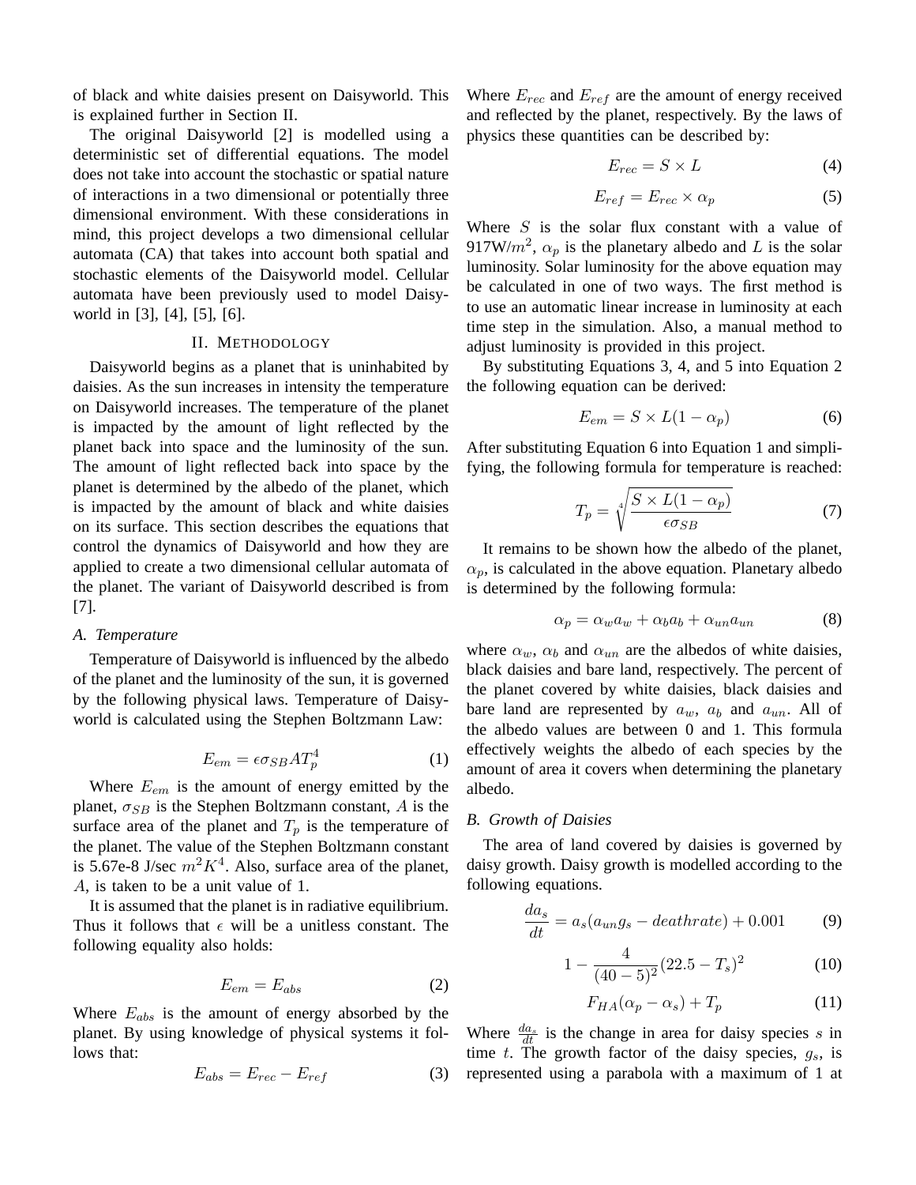of black and white daisies present on Daisyworld. This is explained further in Section II.

The original Daisyworld [2] is modelled using a deterministic set of differential equations. The model does not take into account the stochastic or spatial nature of interactions in a two dimensional or potentially three dimensional environment. With these considerations in mind, this project develops a two dimensional cellular automata (CA) that takes into account both spatial and stochastic elements of the Daisyworld model. Cellular automata have been previously used to model Daisyworld in [3], [4], [5], [6].

## II. Methodology

Daisyworld begins as a planet that is uninhabited by daisies. As the sun increases in intensity the temperature on Daisyworld increases. The temperature of the planet is impacted by the amount of light reflected by the planet back into space and the luminosity of the sun. The amount of light reflected back into space by the planet is determined by the albedo of the planet, which is impacted by the amount of black and white daisies on its surface. This section describes the equations that control the dynamics of Daisyworld and how they are applied to create a two dimensional cellular automata of the planet. The variant of Daisyworld described is from [7].

### *A. Temperature*

Temperature of Daisyworld is influenced by the albedo of the planet and the luminosity of the sun, it is governed by the following physical laws. Temperature of Daisyworld is calculated using the Stephen Boltzmann Law:

$$E_{em} = \epsilon \sigma_{SB} A T_p^4 \tag{1}$$

Where $E_{em}$ is the amount of energy emitted by the planet, $\sigma_{SB}$ is the Stephen Boltzmann constant, $A$ is the surface area of the planet and $T_p$ is the temperature of the planet. The value of the Stephen Boltzmann constant is 5.67e-8 J/sec $m^2K^4$. Also, surface area of the planet, $A$, is taken to be a unit value of 1.

It is assumed that the planet is in radiative equilibrium. Thus it follows that $\epsilon$ will be a unitless constant. The following equality also holds:

$$E_{em} = E_{abs} \tag{2}$$

Where $E_{abs}$ is the amount of energy absorbed by the planet. By using knowledge of physical systems it follows that:

$$E_{abs} = E_{rec} - E_{ref} \tag{3}$$

Where $E_{rec}$ and $E_{ref}$ are the amount of energy received and reflected by the planet, respectively. By the laws of physics these quantities can be described by:

$$E_{rec} = S \times L \tag{4}$$

$$E_{ref} = E_{rec} \times \alpha_p \tag{5}$$

Where $S$ is the solar flux constant with a value of 917W/$m^2$, $\alpha_p$ is the planetary albedo and $L$ is the solar luminosity. Solar luminosity for the above equation may be calculated in one of two ways. The first method is to use an automatic linear increase in luminosity at each time step in the simulation. Also, a manual method to adjust luminosity is provided in this project.

By substituting Equations 3, 4, and 5 into Equation 2 the following equation can be derived:

$$E_{em} = S \times L(1 - \alpha_p) \tag{6}$$

After substituting Equation 6 into Equation 1 and simplifying, the following formula for temperature is reached:

$$T_p = \sqrt[4]{\frac{S \times L(1 - \alpha_p)}{\epsilon \sigma_{SB}}} \tag{7}$$

It remains to be shown how the albedo of the planet, $\alpha_p$, is calculated in the above equation. Planetary albedo is determined by the following formula:

$$\alpha_p = \alpha_w a_w + \alpha_b a_b + \alpha_{un} a_{un} \tag{8}$$

where $\alpha_w$, $\alpha_b$ and $\alpha_{un}$ are the albedos of white daisies, black daisies and bare land, respectively. The percent of the planet covered by white daisies, black daisies and bare land are represented by $a_w$, $a_b$ and $a_{un}$. All of the albedo values are between 0 and 1. This formula effectively weights the albedo of each species by the amount of area it covers when determining the planetary albedo.

### *B. Growth of Daisies*

The area of land covered by daisies is governed by daisy growth. Daisy growth is modelled according to the following equations.

$$\frac{da_s}{dt} = a_s(a_{un} g_s - deathrate) + 0.001 \tag{9}$$

$$1 - \frac{4}{(40-5)^2}(22.5 - T_s)^2 \tag{10}$$

$$F_{HA}(\alpha_p - \alpha_s) + T_p \tag{11}$$

Where $\frac{da_s}{dt}$ is the change in area for daisy species $s$ in time $t$. The growth factor of the daisy species, $g_s$, is represented using a parabola with a maximum of 1 at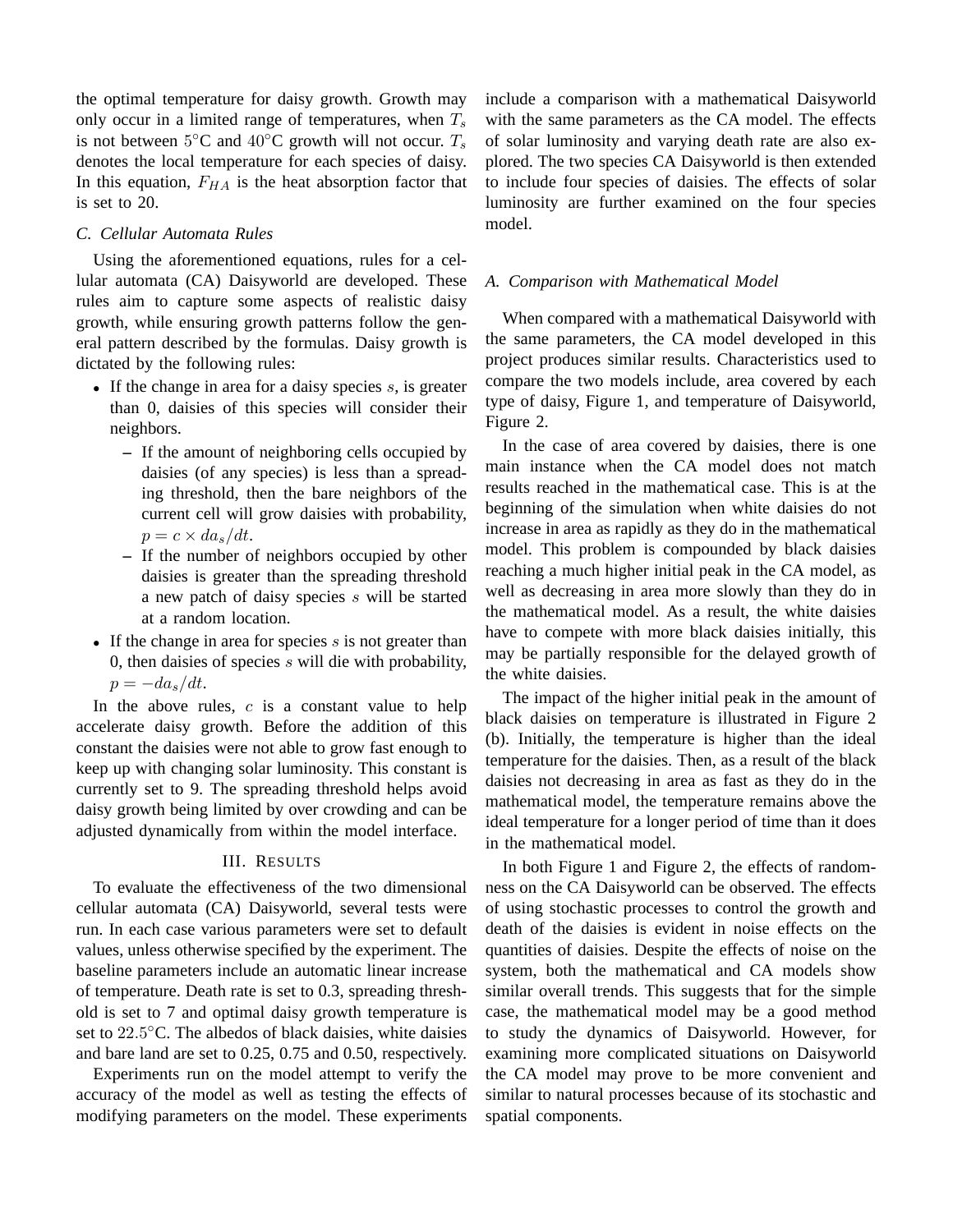the optimal temperature for daisy growth. Growth may only occur in a limited range of temperatures, when $T_s$ is not between $5°$C and $40°$C growth will not occur. $T_s$ denotes the local temperature for each species of daisy. In this equation, $F_{HA}$ is the heat absorption factor that is set to 20.

### C. Cellular Automata Rules

Using the aforementioned equations, rules for a cellular automata (CA) Daisyworld are developed. These rules aim to capture some aspects of realistic daisy growth, while ensuring growth patterns follow the general pattern described by the formulas. Daisy growth is dictated by the following rules:

- If the change in area for a daisy species $s$, is greater than 0, daisies of this species will consider their neighbors.
  - If the amount of neighboring cells occupied by daisies (of any species) is less than a spreading threshold, then the bare neighbors of the current cell will grow daisies with probability, $p = c \times da_s/dt$.
  - If the number of neighbors occupied by other daisies is greater than the spreading threshold a new patch of daisy species $s$ will be started at a random location.
- If the change in area for species $s$ is not greater than 0, then daisies of species $s$ will die with probability, $p = -da_s/dt$.

In the above rules, $c$ is a constant value to help accelerate daisy growth. Before the addition of this constant the daisies were not able to grow fast enough to keep up with changing solar luminosity. This constant is currently set to 9. The spreading threshold helps avoid daisy growth being limited by over crowding and can be adjusted dynamically from within the model interface.

## III. Results

To evaluate the effectiveness of the two dimensional cellular automata (CA) Daisyworld, several tests were run. In each case various parameters were set to default values, unless otherwise specified by the experiment. The baseline parameters include an automatic linear increase of temperature. Death rate is set to 0.3, spreading threshold is set to 7 and optimal daisy growth temperature is set to $22.5°$C. The albedos of black daisies, white daisies and bare land are set to 0.25, 0.75 and 0.50, respectively.

Experiments run on the model attempt to verify the accuracy of the model as well as testing the effects of modifying parameters on the model. These experiments include a comparison with a mathematical Daisyworld with the same parameters as the CA model. The effects of solar luminosity and varying death rate are also explored. The two species CA Daisyworld is then extended to include four species of daisies. The effects of solar luminosity are further examined on the four species model.

### A. Comparison with Mathematical Model

When compared with a mathematical Daisyworld with the same parameters, the CA model developed in this project produces similar results. Characteristics used to compare the two models include, area covered by each type of daisy, Figure 1, and temperature of Daisyworld, Figure 2.

In the case of area covered by daisies, there is one main instance when the CA model does not match results reached in the mathematical case. This is at the beginning of the simulation when white daisies do not increase in area as rapidly as they do in the mathematical model. This problem is compounded by black daisies reaching a much higher initial peak in the CA model, as well as decreasing in area more slowly than they do in the mathematical model. As a result, the white daisies have to compete with more black daisies initially, this may be partially responsible for the delayed growth of the white daisies.

The impact of the higher initial peak in the amount of black daisies on temperature is illustrated in Figure 2 (b). Initially, the temperature is higher than the ideal temperature for the daisies. Then, as a result of the black daisies not decreasing in area as fast as they do in the mathematical model, the temperature remains above the ideal temperature for a longer period of time than it does in the mathematical model.

In both Figure 1 and Figure 2, the effects of randomness on the CA Daisyworld can be observed. The effects of using stochastic processes to control the growth and death of the daisies is evident in noise effects on the quantities of daisies. Despite the effects of noise on the system, both the mathematical and CA models show similar overall trends. This suggests that for the simple case, the mathematical model may be a good method to study the dynamics of Daisyworld. However, for examining more complicated situations on Daisyworld the CA model may prove to be more convenient and similar to natural processes because of its stochastic and spatial components.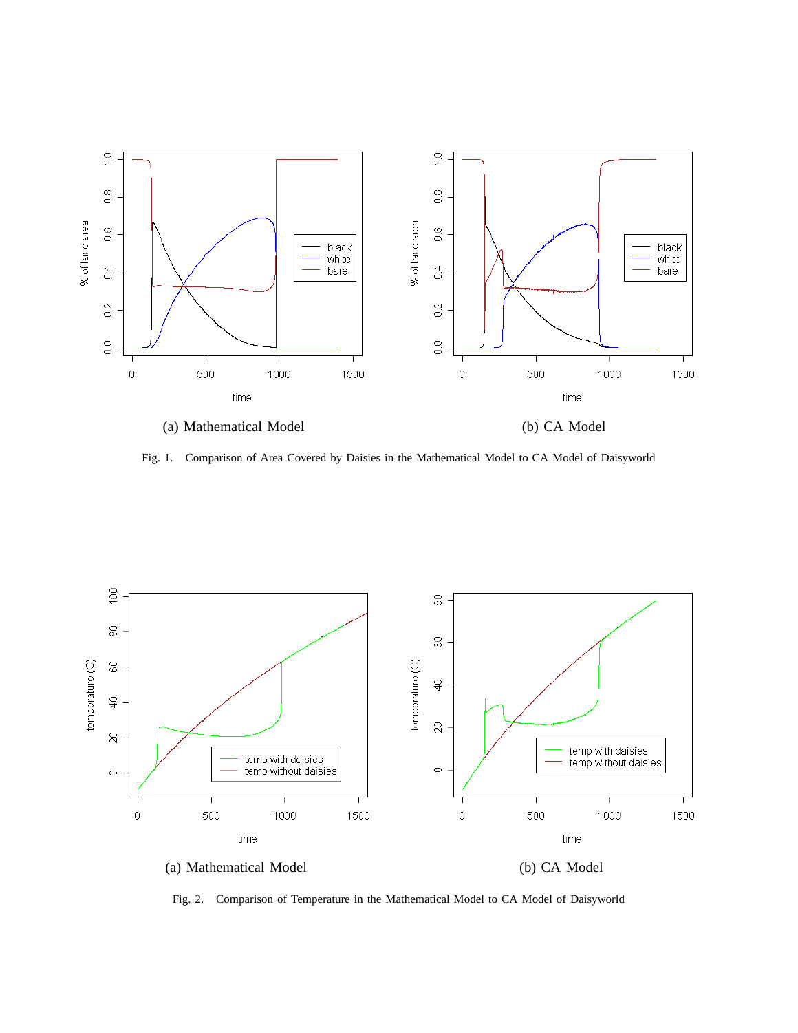(a) Mathematical Model

(b) CA Model

Fig. 1. Comparison of Area Covered by Daisies in the Mathematical Model to CA Model of Daisyworld

(a) Mathematical Model

(b) CA Model

Fig. 2. Comparison of Temperature in the Mathematical Model to CA Model of Daisyworld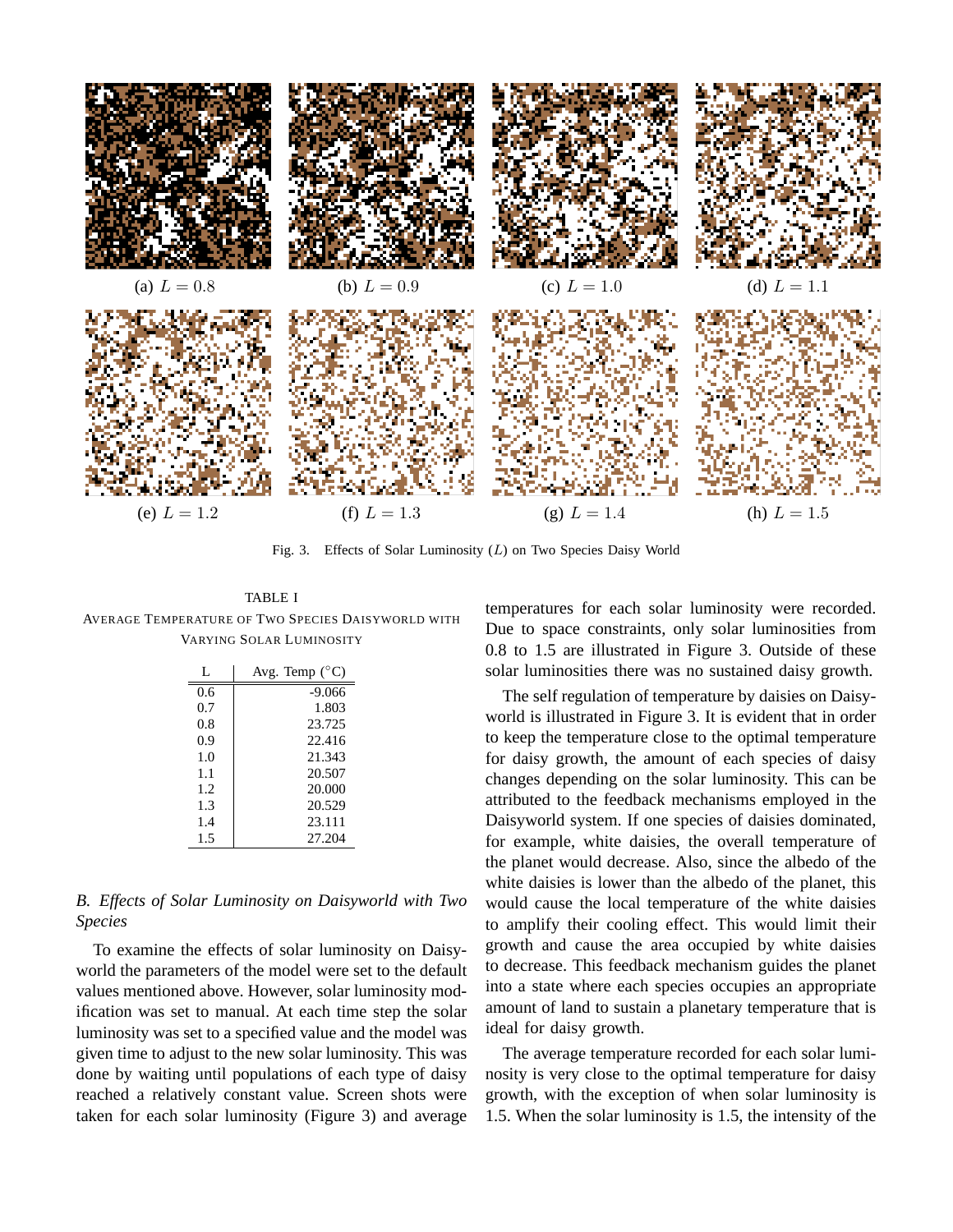(a) $L = 0.8$

(b) $L = 0.9$

(c) $L = 1.0$

(d) $L = 1.1$

(e) $L = 1.2$

(f) $L = 1.3$

(g) $L = 1.4$

(h) $L = 1.5$

Fig. 3. Effects of Solar Luminosity ($L$) on Two Species Daisy World

TABLE I
AVERAGE TEMPERATURE OF TWO SPECIES DAISYWORLD WITH VARYING SOLAR LUMINOSITY

| L | Avg. Temp (°C) |
|---|---|
| 0.6 | -9.066 |
| 0.7 | 1.803 |
| 0.8 | 23.725 |
| 0.9 | 22.416 |
| 1.0 | 21.343 |
| 1.1 | 20.507 |
| 1.2 | 20.000 |
| 1.3 | 20.529 |
| 1.4 | 23.111 |
| 1.5 | 27.204 |

### B. Effects of Solar Luminosity on Daisyworld with Two Species

To examine the effects of solar luminosity on Daisyworld the parameters of the model were set to the default values mentioned above. However, solar luminosity modification was set to manual. At each time step the solar luminosity was set to a specified value and the model was given time to adjust to the new solar luminosity. This was done by waiting until populations of each type of daisy reached a relatively constant value. Screen shots were taken for each solar luminosity (Figure 3) and average temperatures for each solar luminosity were recorded. Due to space constraints, only solar luminosities from 0.8 to 1.5 are illustrated in Figure 3. Outside of these solar luminosities there was no sustained daisy growth.

The self regulation of temperature by daisies on Daisyworld is illustrated in Figure 3. It is evident that in order to keep the temperature close to the optimal temperature for daisy growth, the amount of each species of daisy changes depending on the solar luminosity. This can be attributed to the feedback mechanisms employed in the Daisyworld system. If one species of daisies dominated, for example, white daisies, the overall temperature of the planet would decrease. Also, since the albedo of the white daisies is lower than the albedo of the planet, this would cause the local temperature of the white daisies to amplify their cooling effect. This would limit their growth and cause the area occupied by white daisies to decrease. This feedback mechanism guides the planet into a state where each species occupies an appropriate amount of land to sustain a planetary temperature that is ideal for daisy growth.

The average temperature recorded for each solar luminosity is very close to the optimal temperature for daisy growth, with the exception of when solar luminosity is 1.5. When the solar luminosity is 1.5, the intensity of the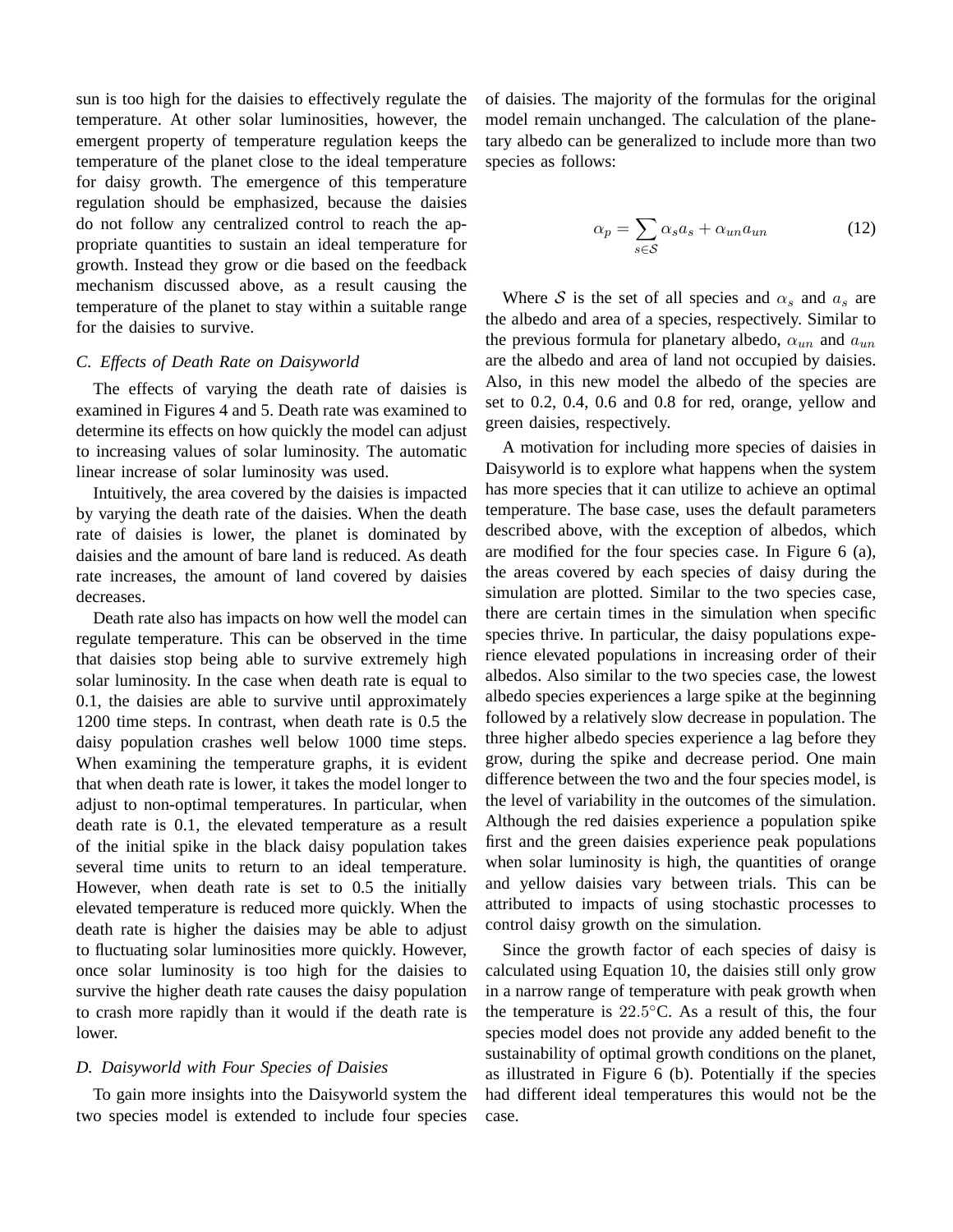sun is too high for the daisies to effectively regulate the temperature. At other solar luminosities, however, the emergent property of temperature regulation keeps the temperature of the planet close to the ideal temperature for daisy growth. The emergence of this temperature regulation should be emphasized, because the daisies do not follow any centralized control to reach the appropriate quantities to sustain an ideal temperature for growth. Instead they grow or die based on the feedback mechanism discussed above, as a result causing the temperature of the planet to stay within a suitable range for the daisies to survive.

### *C. Effects of Death Rate on Daisyworld*

The effects of varying the death rate of daisies is examined in Figures 4 and 5. Death rate was examined to determine its effects on how quickly the model can adjust to increasing values of solar luminosity. The automatic linear increase of solar luminosity was used.

Intuitively, the area covered by the daisies is impacted by varying the death rate of the daisies. When the death rate of daisies is lower, the planet is dominated by daisies and the amount of bare land is reduced. As death rate increases, the amount of land covered by daisies decreases.

Death rate also has impacts on how well the model can regulate temperature. This can be observed in the time that daisies stop being able to survive extremely high solar luminosity. In the case when death rate is equal to 0.1, the daisies are able to survive until approximately 1200 time steps. In contrast, when death rate is 0.5 the daisy population crashes well below 1000 time steps. When examining the temperature graphs, it is evident that when death rate is lower, it takes the model longer to adjust to non-optimal temperatures. In particular, when death rate is 0.1, the elevated temperature as a result of the initial spike in the black daisy population takes several time units to return to an ideal temperature. However, when death rate is set to 0.5 the initially elevated temperature is reduced more quickly. When the death rate is higher the daisies may be able to adjust to fluctuating solar luminosities more quickly. However, once solar luminosity is too high for the daisies to survive the higher death rate causes the daisy population to crash more rapidly than it would if the death rate is lower.

### *D. Daisyworld with Four Species of Daisies*

To gain more insights into the Daisyworld system the two species model is extended to include four species of daisies. The majority of the formulas for the original model remain unchanged. The calculation of the planetary albedo can be generalized to include more than two species as follows:

$$\alpha_p = \sum_{s \in \mathcal{S}} \alpha_s a_s + \alpha_{un} a_{un} \tag{12}$$

Where $\mathcal{S}$ is the set of all species and $\alpha_s$ and $a_s$ are the albedo and area of a species, respectively. Similar to the previous formula for planetary albedo, $\alpha_{un}$ and $a_{un}$ are the albedo and area of land not occupied by daisies. Also, in this new model the albedo of the species are set to 0.2, 0.4, 0.6 and 0.8 for red, orange, yellow and green daisies, respectively.

A motivation for including more species of daisies in Daisyworld is to explore what happens when the system has more species that it can utilize to achieve an optimal temperature. The base case, uses the default parameters described above, with the exception of albedos, which are modified for the four species case. In Figure 6 (a), the areas covered by each species of daisy during the simulation are plotted. Similar to the two species case, there are certain times in the simulation when specific species thrive. In particular, the daisy populations experience elevated populations in increasing order of their albedos. Also similar to the two species case, the lowest albedo species experiences a large spike at the beginning followed by a relatively slow decrease in population. The three higher albedo species experience a lag before they grow, during the spike and decrease period. One main difference between the two and the four species model, is the level of variability in the outcomes of the simulation. Although the red daisies experience a population spike first and the green daisies experience peak populations when solar luminosity is high, the quantities of orange and yellow daisies vary between trials. This can be attributed to impacts of using stochastic processes to control daisy growth on the simulation.

Since the growth factor of each species of daisy is calculated using Equation 10, the daisies still only grow in a narrow range of temperature with peak growth when the temperature is $22.5°$C. As a result of this, the four species model does not provide any added benefit to the sustainability of optimal growth conditions on the planet, as illustrated in Figure 6 (b). Potentially if the species had different ideal temperatures this would not be the case.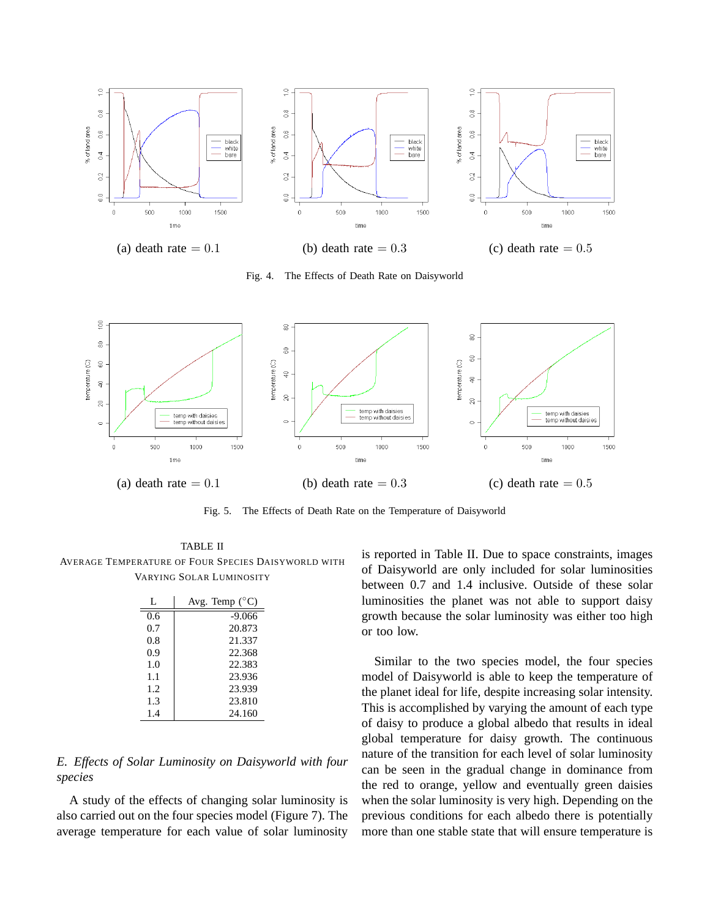(a) death rate $= 0.1$

(b) death rate $= 0.3$

(c) death rate $= 0.5$

Fig. 4. The Effects of Death Rate on Daisyworld

(a) death rate $= 0.1$

(b) death rate $= 0.3$

(c) death rate $= 0.5$

Fig. 5. The Effects of Death Rate on the Temperature of Daisyworld

TABLE II
AVERAGE TEMPERATURE OF FOUR SPECIES DAISYWORLD WITH VARYING SOLAR LUMINOSITY

| L | Avg. Temp (°C) |
|---|---|
| 0.6 | -9.066 |
| 0.7 | 20.873 |
| 0.8 | 21.337 |
| 0.9 | 22.368 |
| 1.0 | 22.383 |
| 1.1 | 23.936 |
| 1.2 | 23.939 |
| 1.3 | 23.810 |
| 1.4 | 24.160 |

### *E. Effects of Solar Luminosity on Daisyworld with four species*

A study of the effects of changing solar luminosity is also carried out on the four species model (Figure 7). The average temperature for each value of solar luminosity is reported in Table II. Due to space constraints, images of Daisyworld are only included for solar luminosities between 0.7 and 1.4 inclusive. Outside of these solar luminosities the planet was not able to support daisy growth because the solar luminosity was either too high or too low.

Similar to the two species model, the four species model of Daisyworld is able to keep the temperature of the planet ideal for life, despite increasing solar intensity. This is accomplished by varying the amount of each type of daisy to produce a global albedo that results in ideal global temperature for daisy growth. The continuous nature of the transition for each level of solar luminosity can be seen in the gradual change in dominance from the red to orange, yellow and eventually green daisies when the solar luminosity is very high. Depending on the previous conditions for each albedo there is potentially more than one stable state that will ensure temperature is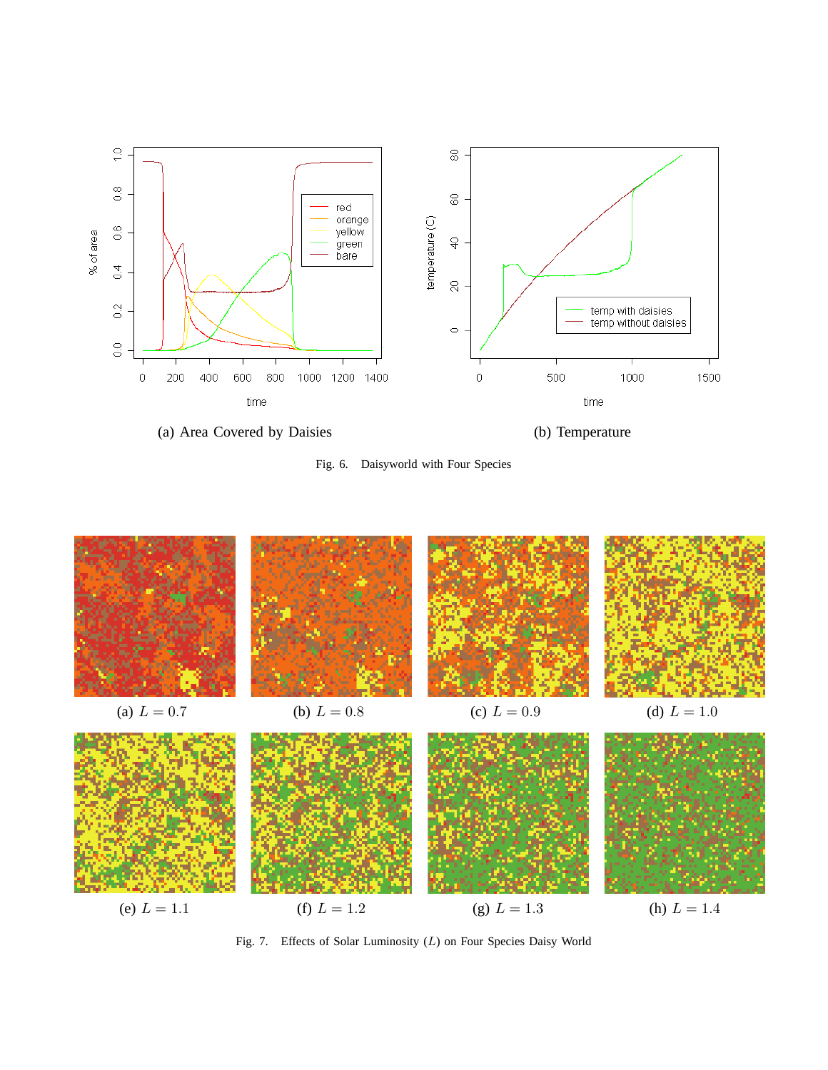(a) Area Covered by Daisies

(b) Temperature

Fig. 6. Daisyworld with Four Species

(a) $L = 0.7$

(b) $L = 0.8$

(c) $L = 0.9$

(d) $L = 1.0$

(e) $L = 1.1$

(f) $L = 1.2$

(g) $L = 1.3$

(h) $L = 1.4$

Fig. 7. Effects of Solar Luminosity ($L$) on Four Species Daisy World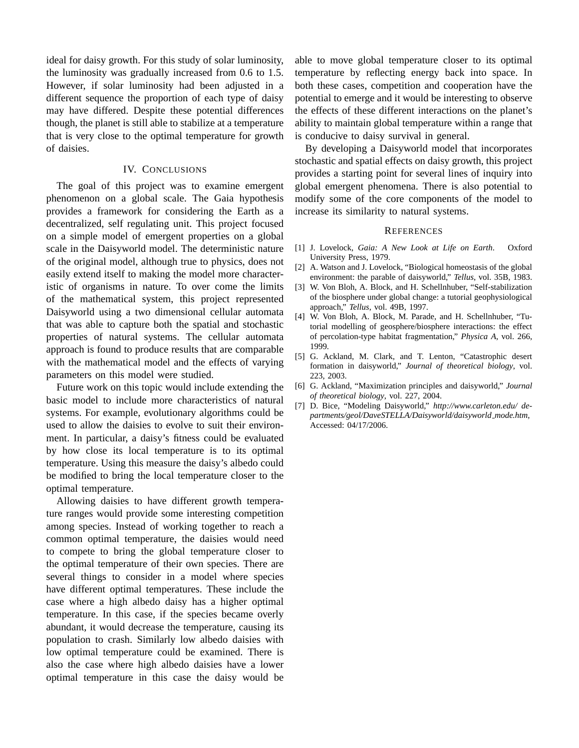ideal for daisy growth. For this study of solar luminosity, the luminosity was gradually increased from 0.6 to 1.5. However, if solar luminosity had been adjusted in a different sequence the proportion of each type of daisy may have differed. Despite these potential differences though, the planet is still able to stabilize at a temperature that is very close to the optimal temperature for growth of daisies.

## IV. Conclusions

The goal of this project was to examine emergent phenomenon on a global scale. The Gaia hypothesis provides a framework for considering the Earth as a decentralized, self regulating unit. This project focused on a simple model of emergent properties on a global scale in the Daisyworld model. The deterministic nature of the original model, although true to physics, does not easily extend itself to making the model more characteristic of organisms in nature. To over come the limits of the mathematical system, this project represented Daisyworld using a two dimensional cellular automata that was able to capture both the spatial and stochastic properties of natural systems. The cellular automata approach is found to produce results that are comparable with the mathematical model and the effects of varying parameters on this model were studied.

Future work on this topic would include extending the basic model to include more characteristics of natural systems. For example, evolutionary algorithms could be used to allow the daisies to evolve to suit their environment. In particular, a daisy's fitness could be evaluated by how close its local temperature is to its optimal temperature. Using this measure the daisy's albedo could be modified to bring the local temperature closer to the optimal temperature.

Allowing daisies to have different growth temperature ranges would provide some interesting competition among species. Instead of working together to reach a common optimal temperature, the daisies would need to compete to bring the global temperature closer to the optimal temperature of their own species. There are several things to consider in a model where species have different optimal temperatures. These include the case where a high albedo daisy has a higher optimal temperature. In this case, if the species became overly abundant, it would decrease the temperature, causing its population to crash. Similarly low albedo daisies with low optimal temperature could be examined. There is also the case where high albedo daisies have a lower optimal temperature in this case the daisy would be able to move global temperature closer to its optimal temperature by reflecting energy back into space. In both these cases, competition and cooperation have the potential to emerge and it would be interesting to observe the effects of these different interactions on the planet's ability to maintain global temperature within a range that is conducive to daisy survival in general.

By developing a Daisyworld model that incorporates stochastic and spatial effects on daisy growth, this project provides a starting point for several lines of inquiry into global emergent phenomena. There is also potential to modify some of the core components of the model to increase its similarity to natural systems.

## References

[1] J. Lovelock, *Gaia: A New Look at Life on Earth*. Oxford University Press, 1979.

[2] A. Watson and J. Lovelock, "Biological homeostasis of the global environment: the parable of daisyworld," *Tellus*, vol. 35B, 1983.

[3] W. Von Bloh, A. Block, and H. Schellnhuber, "Self-stabilization of the biosphere under global change: a tutorial geophysiological approach," *Tellus*, vol. 49B, 1997.

[4] W. Von Bloh, A. Block, M. Parade, and H. Schellnhuber, "Tutorial modelling of geosphere/biosphere interactions: the effect of percolation-type habitat fragmentation," *Physica A*, vol. 266, 1999.

[5] G. Ackland, M. Clark, and T. Lenton, "Catastrophic desert formation in daisyworld," *Journal of theoretical biology*, vol. 223, 2003.

[6] G. Ackland, "Maximization principles and daisyworld," *Journal of theoretical biology*, vol. 227, 2004.

[7] D. Bice, "Modeling Daisyworld," *http://www.carleton.edu/ departments/geol/DaveSTELLA/Daisyworld/daisyworld_mode.htm*, Accessed: 04/17/2006.